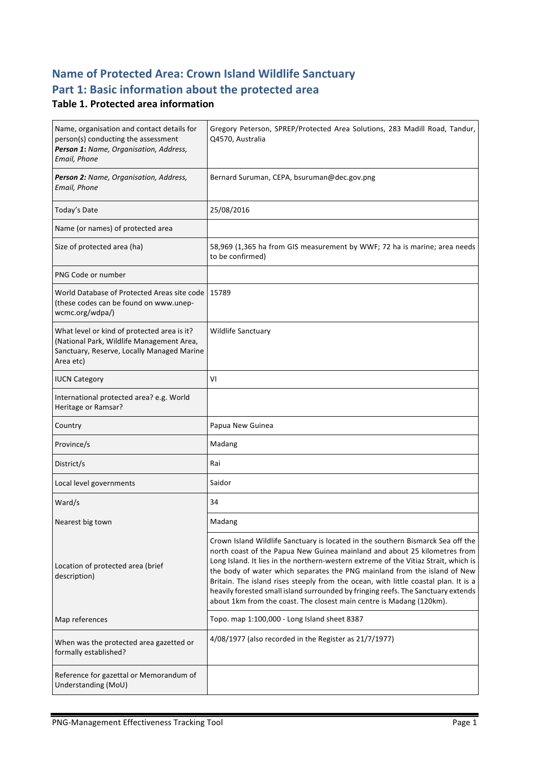# Name of Protected Area: Crown Island Wildlife Sanctuary
# Part 1: Basic information about the protected area
### Table 1. Protected area information

| | |
|---|---|
| Name, organisation and contact details for person(s) conducting the assessment<br>***Person 1:*** *Name, Organisation, Address, Email, Phone* | Gregory Peterson, SPREP/Protected Area Solutions, 283 Madill Road, Tandur, Q4570, Australia |
| ***Person 2:*** *Name, Organisation, Address, Email, Phone* | Bernard Suruman, CEPA, bsuruman@dec.gov.png |
| Today's Date | 25/08/2016 |
| Name (or names) of protected area | |
| Size of protected area (ha) | 58,969 (1,365 ha from GIS measurement by WWF; 72 ha is marine; area needs to be confirmed) |
| PNG Code or number | |
| World Database of Protected Areas site code (these codes can be found on www.unep-wcmc.org/wdpa/) | 15789 |
| What level or kind of protected area is it? (National Park, Wildlife Management Area, Sanctuary, Reserve, Locally Managed Marine Area etc) | Wildlife Sanctuary |
| IUCN Category | VI |
| International protected area? e.g. World Heritage or Ramsar? | |
| Country | Papua New Guinea |
| Province/s | Madang |
| District/s | Rai |
| Local level governments | Saidor |
| Ward/s | 34 |
| Nearest big town | Madang |
| Location of protected area (brief description) | Crown Island Wildlife Sanctuary is located in the southern Bismarck Sea off the north coast of the Papua New Guinea mainland and about 25 kilometres from Long Island. It lies in the northern-western extreme of the Vitiaz Strait, which is the body of water which separates the PNG mainland from the island of New Britain. The island rises steeply from the ocean, with little coastal plan. It is a heavily forested small island surrounded by fringing reefs. The Sanctuary extends about 1km from the coast. The closest main centre is Madang (120km). |
| Map references | Topo. map 1:100,000 - Long Island sheet 8387 |
| When was the protected area gazetted or formally established? | 4/08/1977 (also recorded in the Register as 21/7/1977) |
| Reference for gazettal or Memorandum of Understanding (MoU) | |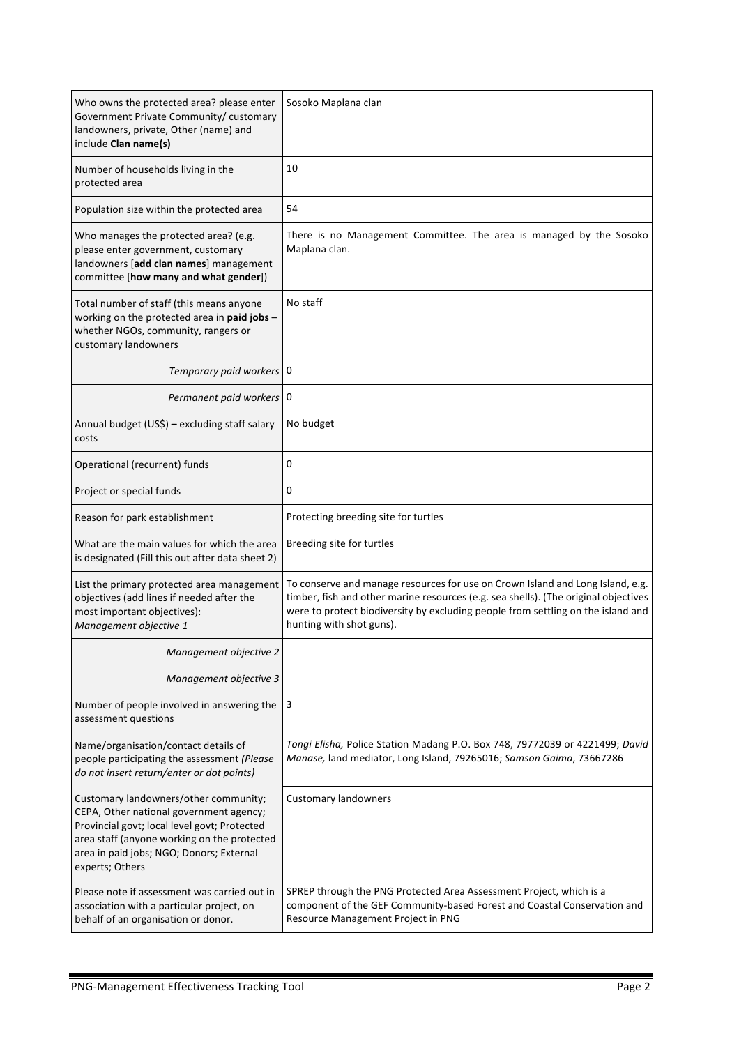| | |
|---|---|
| Who owns the protected area? please enter Government Private Community/ customary landowners, private, Other (name) and include **Clan name(s)** | Sosoko Maplana clan |
| Number of households living in the protected area | 10 |
| Population size within the protected area | 54 |
| Who manages the protected area? (e.g. please enter government, customary landowners [**add clan names**] management committee [**how many and what gender**]) | There is no Management Committee. The area is managed by the Sosoko Maplana clan. |
| Total number of staff (this means anyone working on the protected area in **paid jobs** – whether NGOs, community, rangers or customary landowners | No staff |
| *Temporary paid workers* | 0 |
| *Permanent paid workers* | 0 |
| Annual budget (US$) **–** excluding staff salary costs | No budget |
| Operational (recurrent) funds | 0 |
| Project or special funds | 0 |
| Reason for park establishment | Protecting breeding site for turtles |
| What are the main values for which the area is designated (Fill this out after data sheet 2) | Breeding site for turtles |
| List the primary protected area management objectives (add lines if needed after the most important objectives): *Management objective 1* | To conserve and manage resources for use on Crown Island and Long Island, e.g. timber, fish and other marine resources (e.g. sea shells). (The original objectives were to protect biodiversity by excluding people from settling on the island and hunting with shot guns). |
| *Management objective 2* | |
| *Management objective 3* | |
| Number of people involved in answering the assessment questions | 3 |
| Name/organisation/contact details of people participating the assessment *(Please do not insert return/enter or dot points)* | *Tongi Elisha,* Police Station Madang P.O. Box 748, 79772039 or 4221499; *David Manase,* land mediator, Long Island, 79265016; *Samson Gaima*, 73667286 |
| Customary landowners/other community; CEPA, Other national government agency; Provincial govt; local level govt; Protected area staff (anyone working on the protected area in paid jobs; NGO; Donors; External experts; Others | Customary landowners |
| Please note if assessment was carried out in association with a particular project, on behalf of an organisation or donor. | SPREP through the PNG Protected Area Assessment Project, which is a component of the GEF Community-based Forest and Coastal Conservation and Resource Management Project in PNG |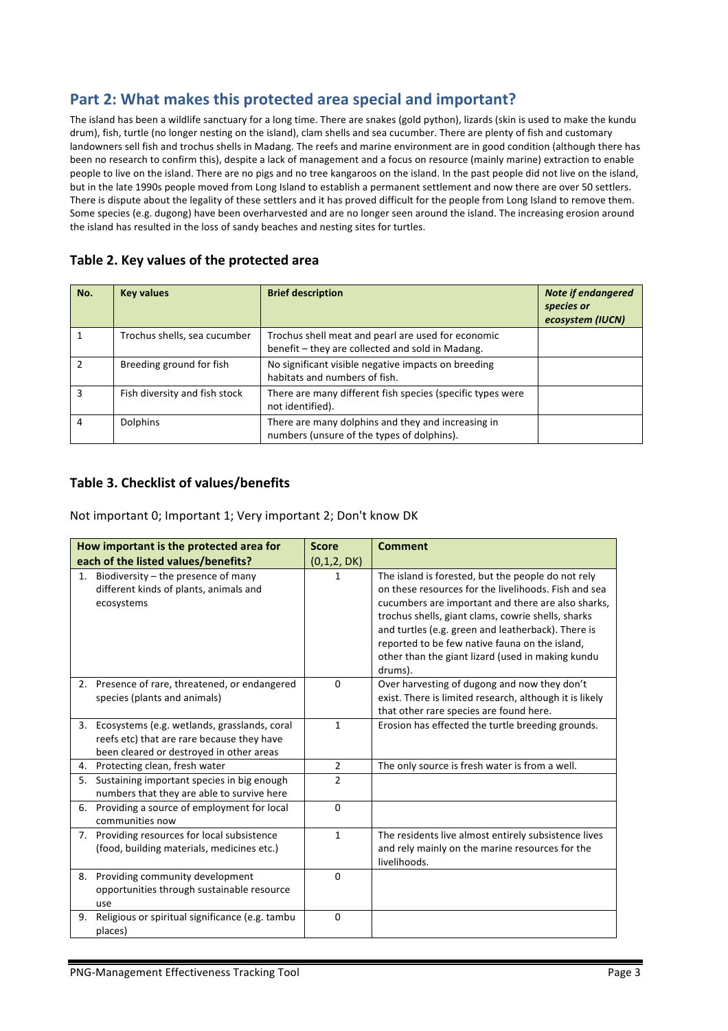## Part 2: What makes this protected area special and important?

The island has been a wildlife sanctuary for a long time. There are snakes (gold python), lizards (skin is used to make the kundu drum), fish, turtle (no longer nesting on the island), clam shells and sea cucumber. There are plenty of fish and customary landowners sell fish and trochus shells in Madang. The reefs and marine environment are in good condition (although there has been no research to confirm this), despite a lack of management and a focus on resource (mainly marine) extraction to enable people to live on the island. There are no pigs and no tree kangaroos on the island. In the past people did not live on the island, but in the late 1990s people moved from Long Island to establish a permanent settlement and now there are over 50 settlers. There is dispute about the legality of these settlers and it has proved difficult for the people from Long Island to remove them. Some species (e.g. dugong) have been overharvested and are no longer seen around the island. The increasing erosion around the island has resulted in the loss of sandy beaches and nesting sites for turtles.

### Table 2. Key values of the protected area

| No. | Key values | Brief description | *Note if endangered species or ecosystem (IUCN)* |
|---|---|---|---|
| 1 | Trochus shells, sea cucumber | Trochus shell meat and pearl are used for economic benefit – they are collected and sold in Madang. | |
| 2 | Breeding ground for fish | No significant visible negative impacts on breeding habitats and numbers of fish. | |
| 3 | Fish diversity and fish stock | There are many different fish species (specific types were not identified). | |
| 4 | Dolphins | There are many dolphins and they and increasing in numbers (unsure of the types of dolphins). | |

### Table 3. Checklist of values/benefits

Not important 0; Important 1; Very important 2; Don't know DK

| How important is the protected area for each of the listed values/benefits? | Score (0,1,2, DK) | Comment |
|---|---|---|
| 1. Biodiversity – the presence of many different kinds of plants, animals and ecosystems | 1 | The island is forested, but the people do not rely on these resources for the livelihoods. Fish and sea cucumbers are important and there are also sharks, trochus shells, giant clams, cowrie shells, sharks and turtles (e.g. green and leatherback). There is reported to be few native fauna on the island, other than the giant lizard (used in making kundu drums). |
| 2. Presence of rare, threatened, or endangered species (plants and animals) | 0 | Over harvesting of dugong and now they don't exist. There is limited research, although it is likely that other rare species are found here. |
| 3. Ecosystems (e.g. wetlands, grasslands, coral reefs etc) that are rare because they have been cleared or destroyed in other areas | 1 | Erosion has effected the turtle breeding grounds. |
| 4. Protecting clean, fresh water | 2 | The only source is fresh water is from a well. |
| 5. Sustaining important species in big enough numbers that they are able to survive here | 2 | |
| 6. Providing a source of employment for local communities now | 0 | |
| 7. Providing resources for local subsistence (food, building materials, medicines etc.) | 1 | The residents live almost entirely subsistence lives and rely mainly on the marine resources for the livelihoods. |
| 8. Providing community development opportunities through sustainable resource use | 0 | |
| 9. Religious or spiritual significance (e.g. tambu places) | 0 | |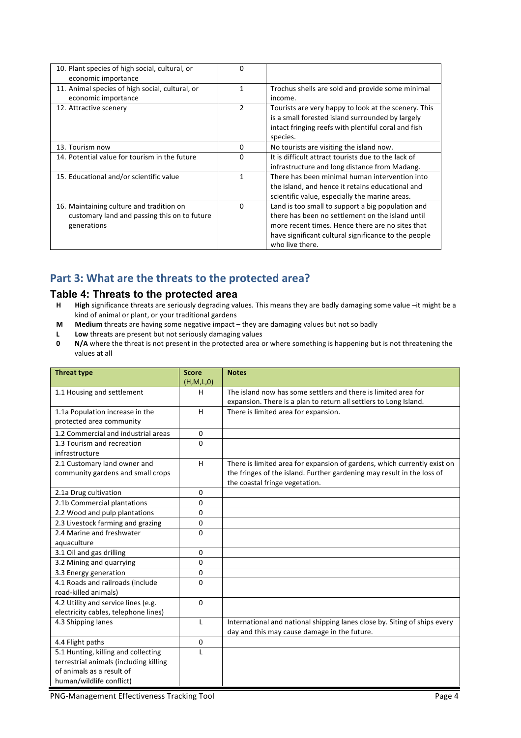| | | |
|---|---|---|
| 10. Plant species of high social, cultural, or economic importance | 0 | |
| 11. Animal species of high social, cultural, or economic importance | 1 | Trochus shells are sold and provide some minimal income. |
| 12. Attractive scenery | 2 | Tourists are very happy to look at the scenery. This is a small forested island surrounded by largely intact fringing reefs with plentiful coral and fish species. |
| 13. Tourism now | 0 | No tourists are visiting the island now. |
| 14. Potential value for tourism in the future | 0 | It is difficult attract tourists due to the lack of infrastructure and long distance from Madang. |
| 15. Educational and/or scientific value | 1 | There has been minimal human intervention into the island, and hence it retains educational and scientific value, especially the marine areas. |
| 16. Maintaining culture and tradition on customary land and passing this on to future generations | 0 | Land is too small to support a big population and there has been no settlement on the island until more recent times. Hence there are no sites that have significant cultural significance to the people who live there. |

## Part 3: What are the threats to the protected area?

### Table 4: Threats to the protected area

- **H** **High** significance threats are seriously degrading values. This means they are badly damaging some value –it might be a kind of animal or plant, or your traditional gardens
- **M** **Medium** threats are having some negative impact – they are damaging values but not so badly
- **L** **Low** threats are present but not seriously damaging values
- **0** **N/A** where the threat is not present in the protected area or where something is happening but is not threatening the values at all

| Threat type | Score (H,M,L,0) | Notes |
|---|---|---|
| 1.1 Housing and settlement | H | The island now has some settlers and there is limited area for expansion. There is a plan to return all settlers to Long Island. |
| 1.1a Population increase in the protected area community | H | There is limited area for expansion. |
| 1.2 Commercial and industrial areas | 0 | |
| 1.3 Tourism and recreation infrastructure | 0 | |
| 2.1 Customary land owner and community gardens and small crops | H | There is limited area for expansion of gardens, which currently exist on the fringes of the island. Further gardening may result in the loss of the coastal fringe vegetation. |
| 2.1a Drug cultivation | 0 | |
| 2.1b Commercial plantations | 0 | |
| 2.2 Wood and pulp plantations | 0 | |
| 2.3 Livestock farming and grazing | 0 | |
| 2.4 Marine and freshwater aquaculture | 0 | |
| 3.1 Oil and gas drilling | 0 | |
| 3.2 Mining and quarrying | 0 | |
| 3.3 Energy generation | 0 | |
| 4.1 Roads and railroads (include road-killed animals) | 0 | |
| 4.2 Utility and service lines (e.g. electricity cables, telephone lines) | 0 | |
| 4.3 Shipping lanes | L | International and national shipping lanes close by. Siting of ships every day and this may cause damage in the future. |
| 4.4 Flight paths | 0 | |
| 5.1 Hunting, killing and collecting terrestrial animals (including killing of animals as a result of human/wildlife conflict) | L | |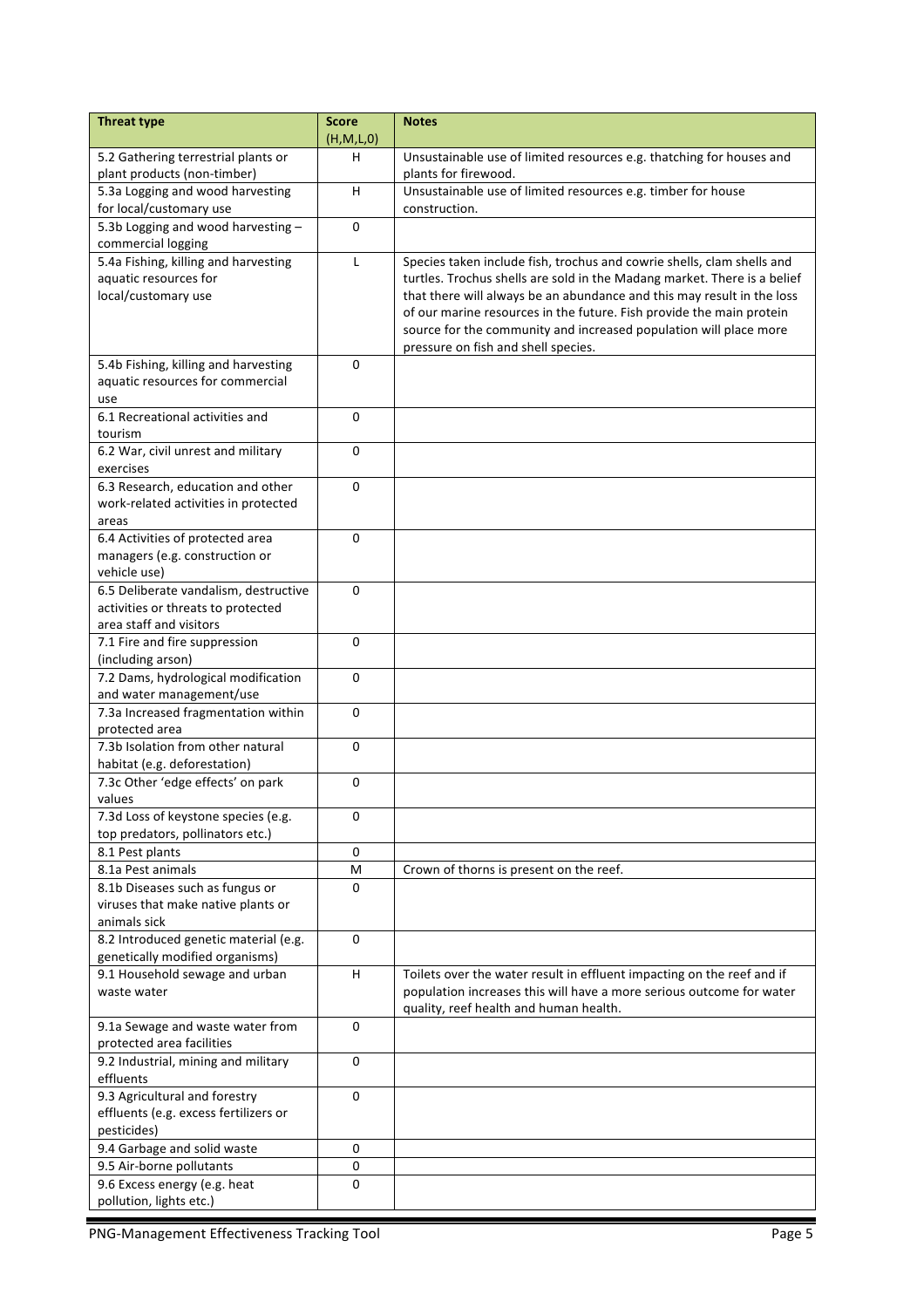| Threat type | Score (H,M,L,0) | Notes |
|---|---|---|
| 5.2 Gathering terrestrial plants or plant products (non-timber) | H | Unsustainable use of limited resources e.g. thatching for houses and plants for firewood. |
| 5.3a Logging and wood harvesting for local/customary use | H | Unsustainable use of limited resources e.g. timber for house construction. |
| 5.3b Logging and wood harvesting – commercial logging | 0 | |
| 5.4a Fishing, killing and harvesting aquatic resources for local/customary use | L | Species taken include fish, trochus and cowrie shells, clam shells and turtles. Trochus shells are sold in the Madang market. There is a belief that there will always be an abundance and this may result in the loss of our marine resources in the future. Fish provide the main protein source for the community and increased population will place more pressure on fish and shell species. |
| 5.4b Fishing, killing and harvesting aquatic resources for commercial use | 0 | |
| 6.1 Recreational activities and tourism | 0 | |
| 6.2 War, civil unrest and military exercises | 0 | |
| 6.3 Research, education and other work-related activities in protected areas | 0 | |
| 6.4 Activities of protected area managers (e.g. construction or vehicle use) | 0 | |
| 6.5 Deliberate vandalism, destructive activities or threats to protected area staff and visitors | 0 | |
| 7.1 Fire and fire suppression (including arson) | 0 | |
| 7.2 Dams, hydrological modification and water management/use | 0 | |
| 7.3a Increased fragmentation within protected area | 0 | |
| 7.3b Isolation from other natural habitat (e.g. deforestation) | 0 | |
| 7.3c Other 'edge effects' on park values | 0 | |
| 7.3d Loss of keystone species (e.g. top predators, pollinators etc.) | 0 | |
| 8.1 Pest plants | 0 | |
| 8.1a Pest animals | M | Crown of thorns is present on the reef. |
| 8.1b Diseases such as fungus or viruses that make native plants or animals sick | 0 | |
| 8.2 Introduced genetic material (e.g. genetically modified organisms) | 0 | |
| 9.1 Household sewage and urban waste water | H | Toilets over the water result in effluent impacting on the reef and if population increases this will have a more serious outcome for water quality, reef health and human health. |
| 9.1a Sewage and waste water from protected area facilities | 0 | |
| 9.2 Industrial, mining and military effluents | 0 | |
| 9.3 Agricultural and forestry effluents (e.g. excess fertilizers or pesticides) | 0 | |
| 9.4 Garbage and solid waste | 0 | |
| 9.5 Air-borne pollutants | 0 | |
| 9.6 Excess energy (e.g. heat pollution, lights etc.) | 0 | |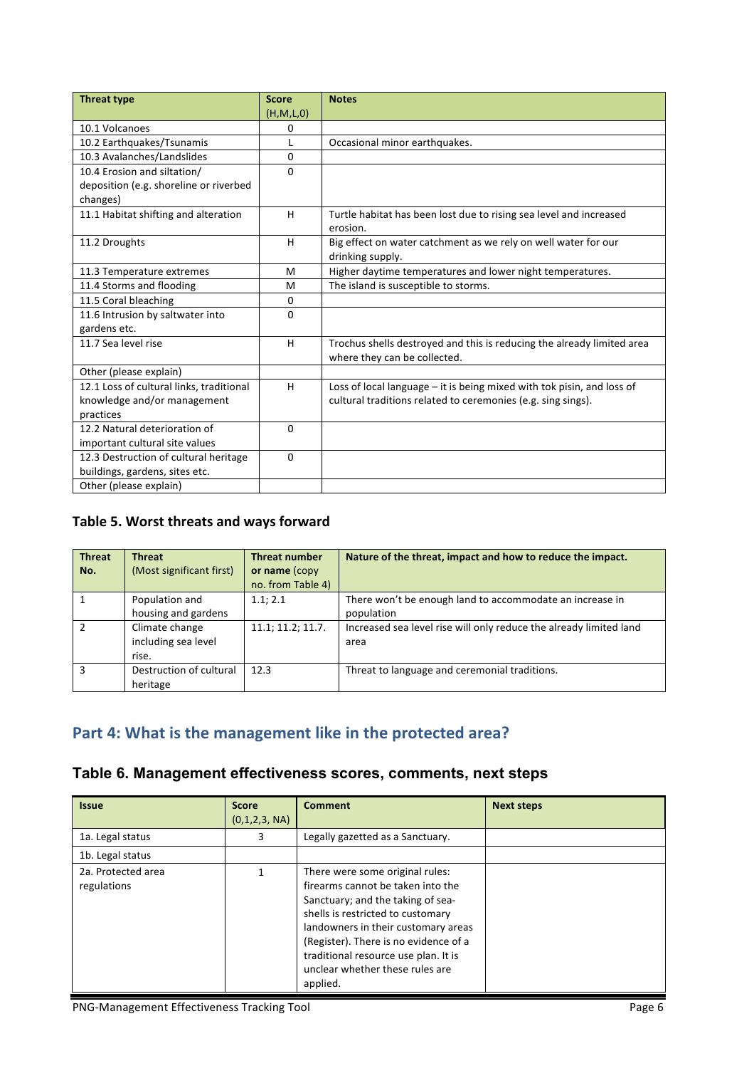| Threat type | Score (H,M,L,0) | Notes |
| --- | --- | --- |
| 10.1 Volcanoes | 0 | |
| 10.2 Earthquakes/Tsunamis | L | Occasional minor earthquakes. |
| 10.3 Avalanches/Landslides | 0 | |
| 10.4 Erosion and siltation/ deposition (e.g. shoreline or riverbed changes) | 0 | |
| 11.1 Habitat shifting and alteration | H | Turtle habitat has been lost due to rising sea level and increased erosion. |
| 11.2 Droughts | H | Big effect on water catchment as we rely on well water for our drinking supply. |
| 11.3 Temperature extremes | M | Higher daytime temperatures and lower night temperatures. |
| 11.4 Storms and flooding | M | The island is susceptible to storms. |
| 11.5 Coral bleaching | 0 | |
| 11.6 Intrusion by saltwater into gardens etc. | 0 | |
| 11.7 Sea level rise | H | Trochus shells destroyed and this is reducing the already limited area where they can be collected. |
| Other (please explain) | | |
| 12.1 Loss of cultural links, traditional knowledge and/or management practices | H | Loss of local language – it is being mixed with tok pisin, and loss of cultural traditions related to ceremonies (e.g. sing sings). |
| 12.2 Natural deterioration of important cultural site values | 0 | |
| 12.3 Destruction of cultural heritage buildings, gardens, sites etc. | 0 | |
| Other (please explain) | | |

## Table 5. Worst threats and ways forward

| Threat No. | Threat (Most significant first) | Threat number or name (copy no. from Table 4) | Nature of the threat, impact and how to reduce the impact. |
| --- | --- | --- | --- |
| 1 | Population and housing and gardens | 1.1; 2.1 | There won't be enough land to accommodate an increase in population |
| 2 | Climate change including sea level rise. | 11.1; 11.2; 11.7. | Increased sea level rise will only reduce the already limited land area |
| 3 | Destruction of cultural heritage | 12.3 | Threat to language and ceremonial traditions. |

## Part 4: What is the management like in the protected area?

### Table 6. Management effectiveness scores, comments, next steps

| Issue | Score (0,1,2,3, NA) | Comment | Next steps |
| --- | --- | --- | --- |
| 1a. Legal status | 3 | Legally gazetted as a Sanctuary. | |
| 1b. Legal status | | | |
| 2a. Protected area regulations | 1 | There were some original rules: firearms cannot be taken into the Sanctuary; and the taking of sea-shells is restricted to customary landowners in their customary areas (Register). There is no evidence of a traditional resource use plan. It is unclear whether these rules are applied. | |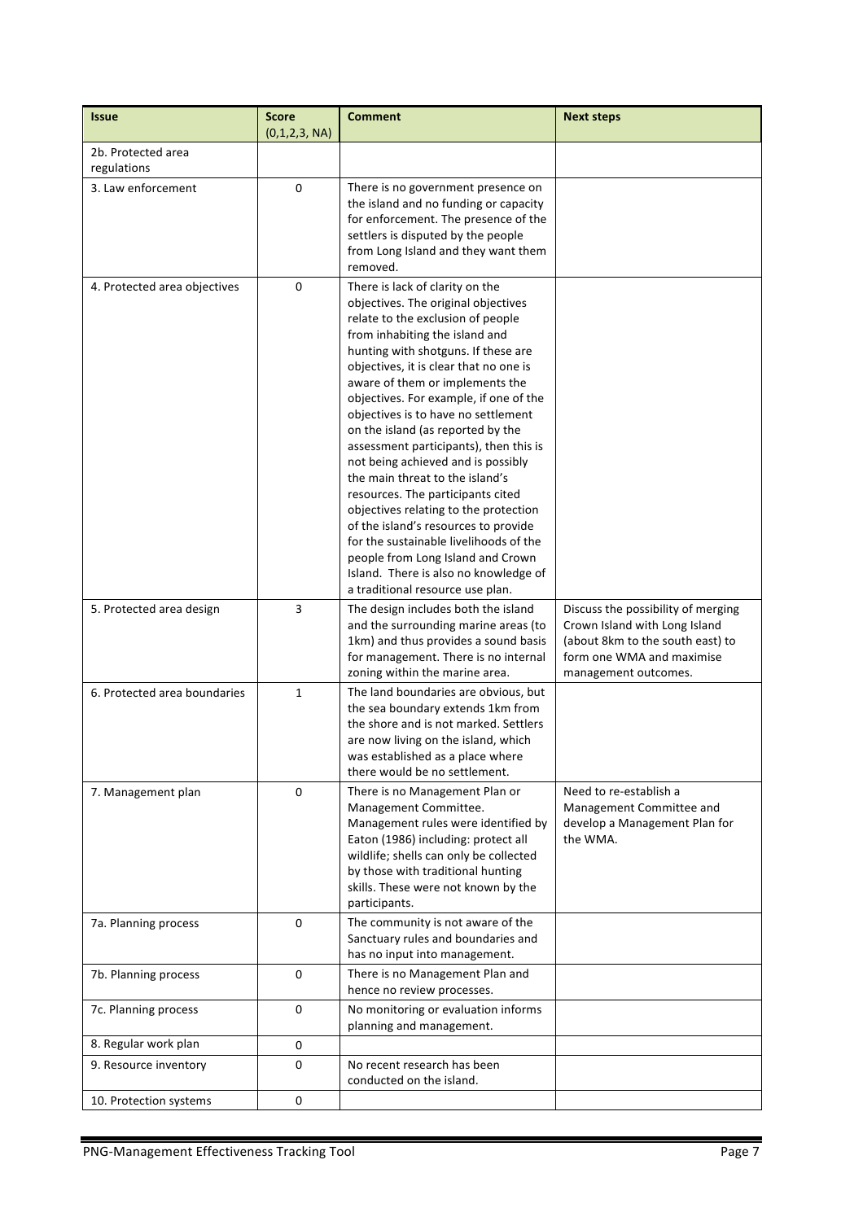| Issue | Score (0,1,2,3, NA) | Comment | Next steps |
|---|---|---|---|
| 2b. Protected area regulations | | | |
| 3. Law enforcement | 0 | There is no government presence on the island and no funding or capacity for enforcement. The presence of the settlers is disputed by the people from Long Island and they want them removed. | |
| 4. Protected area objectives | 0 | There is lack of clarity on the objectives. The original objectives relate to the exclusion of people from inhabiting the island and hunting with shotguns. If these are objectives, it is clear that no one is aware of them or implements the objectives. For example, if one of the objectives is to have no settlement on the island (as reported by the assessment participants), then this is not being achieved and is possibly the main threat to the island's resources. The participants cited objectives relating to the protection of the island's resources to provide for the sustainable livelihoods of the people from Long Island and Crown Island. There is also no knowledge of a traditional resource use plan. | |
| 5. Protected area design | 3 | The design includes both the island and the surrounding marine areas (to 1km) and thus provides a sound basis for management. There is no internal zoning within the marine area. | Discuss the possibility of merging Crown Island with Long Island (about 8km to the south east) to form one WMA and maximise management outcomes. |
| 6. Protected area boundaries | 1 | The land boundaries are obvious, but the sea boundary extends 1km from the shore and is not marked. Settlers are now living on the island, which was established as a place where there would be no settlement. | |
| 7. Management plan | 0 | There is no Management Plan or Management Committee. Management rules were identified by Eaton (1986) including: protect all wildlife; shells can only be collected by those with traditional hunting skills. These were not known by the participants. | Need to re-establish a Management Committee and develop a Management Plan for the WMA. |
| 7a. Planning process | 0 | The community is not aware of the Sanctuary rules and boundaries and has no input into management. | |
| 7b. Planning process | 0 | There is no Management Plan and hence no review processes. | |
| 7c. Planning process | 0 | No monitoring or evaluation informs planning and management. | |
| 8. Regular work plan | 0 | | |
| 9. Resource inventory | 0 | No recent research has been conducted on the island. | |
| 10. Protection systems | 0 | | |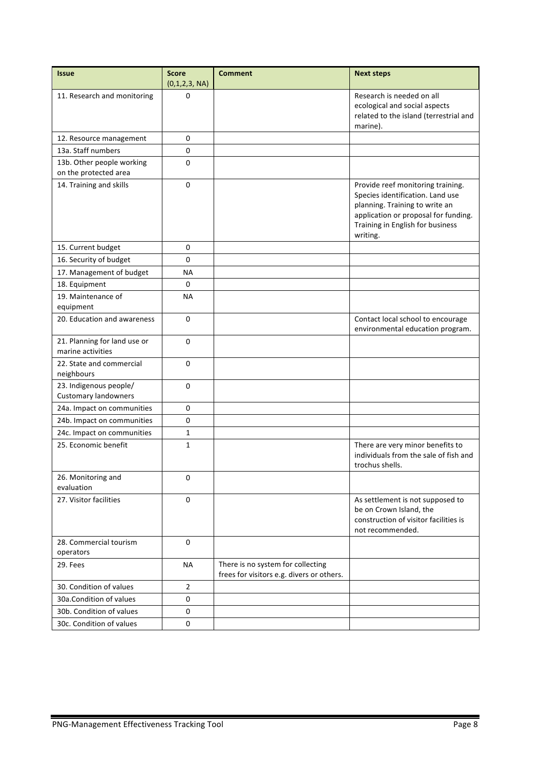| Issue | Score (0,1,2,3, NA) | Comment | Next steps |
|---|---|---|---|
| 11. Research and monitoring | 0 | | Research is needed on all ecological and social aspects related to the island (terrestrial and marine). |
| 12. Resource management | 0 | | |
| 13a. Staff numbers | 0 | | |
| 13b. Other people working on the protected area | 0 | | |
| 14. Training and skills | 0 | | Provide reef monitoring training. Species identification. Land use planning. Training to write an application or proposal for funding. Training in English for business writing. |
| 15. Current budget | 0 | | |
| 16. Security of budget | 0 | | |
| 17. Management of budget | NA | | |
| 18. Equipment | 0 | | |
| 19. Maintenance of equipment | NA | | |
| 20. Education and awareness | 0 | | Contact local school to encourage environmental education program. |
| 21. Planning for land use or marine activities | 0 | | |
| 22. State and commercial neighbours | 0 | | |
| 23. Indigenous people/ Customary landowners | 0 | | |
| 24a. Impact on communities | 0 | | |
| 24b. Impact on communities | 0 | | |
| 24c. Impact on communities | 1 | | |
| 25. Economic benefit | 1 | | There are very minor benefits to individuals from the sale of fish and trochus shells. |
| 26. Monitoring and evaluation | 0 | | |
| 27. Visitor facilities | 0 | | As settlement is not supposed to be on Crown Island, the construction of visitor facilities is not recommended. |
| 28. Commercial tourism operators | 0 | | |
| 29. Fees | NA | There is no system for collecting frees for visitors e.g. divers or others. | |
| 30. Condition of values | 2 | | |
| 30a.Condition of values | 0 | | |
| 30b. Condition of values | 0 | | |
| 30c. Condition of values | 0 | | |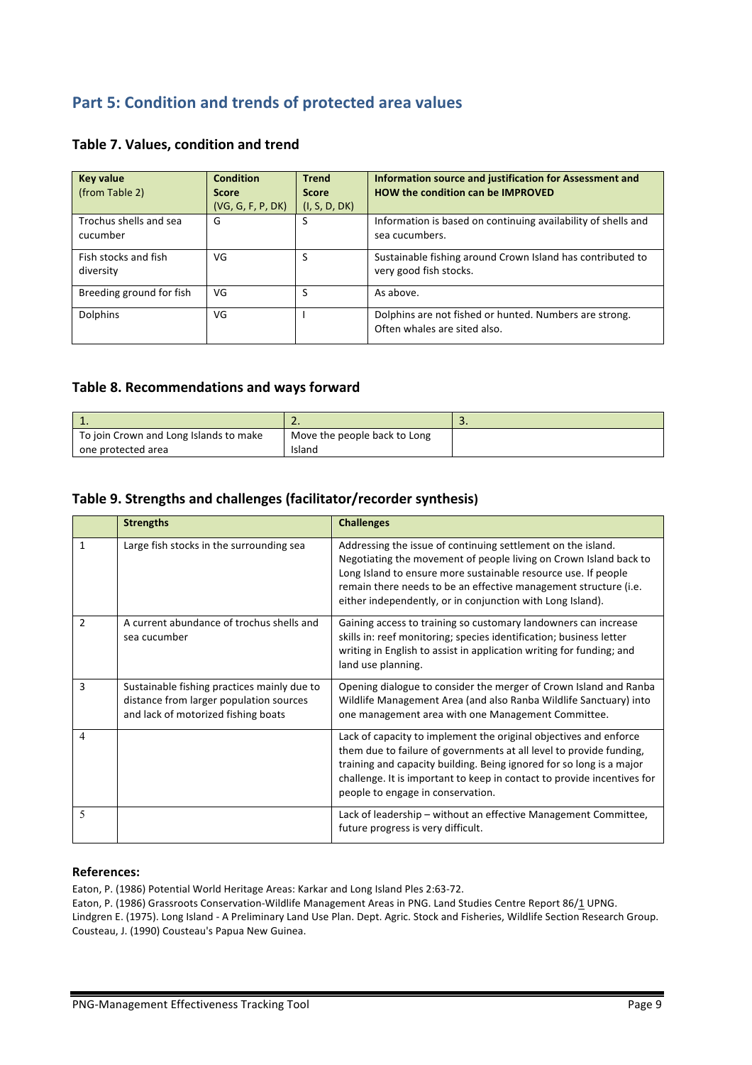## Part 5: Condition and trends of protected area values

### Table 7. Values, condition and trend

| Key value (from Table 2) | Condition Score (VG, G, F, P, DK) | Trend Score (I, S, D, DK) | Information source and justification for Assessment and HOW the condition can be IMPROVED |
|---|---|---|---|
| Trochus shells and sea cucumber | G | S | Information is based on continuing availability of shells and sea cucumbers. |
| Fish stocks and fish diversity | VG | S | Sustainable fishing around Crown Island has contributed to very good fish stocks. |
| Breeding ground for fish | VG | S | As above. |
| Dolphins | VG | I | Dolphins are not fished or hunted. Numbers are strong. Often whales are sited also. |

### Table 8. Recommendations and ways forward

| 1. | 2. | 3. |
|---|---|---|
| To join Crown and Long Islands to make one protected area | Move the people back to Long Island | |

### Table 9. Strengths and challenges (facilitator/recorder synthesis)

| | Strengths | Challenges |
|---|---|---|
| 1 | Large fish stocks in the surrounding sea | Addressing the issue of continuing settlement on the island. Negotiating the movement of people living on Crown Island back to Long Island to ensure more sustainable resource use. If people remain there needs to be an effective management structure (i.e. either independently, or in conjunction with Long Island). |
| 2 | A current abundance of trochus shells and sea cucumber | Gaining access to training so customary landowners can increase skills in: reef monitoring; species identification; business letter writing in English to assist in application writing for funding; and land use planning. |
| 3 | Sustainable fishing practices mainly due to distance from larger population sources and lack of motorized fishing boats | Opening dialogue to consider the merger of Crown Island and Ranba Wildlife Management Area (and also Ranba Wildlife Sanctuary) into one management area with one Management Committee. |
| 4 | | Lack of capacity to implement the original objectives and enforce them due to failure of governments at all level to provide funding, training and capacity building. Being ignored for so long is a major challenge. It is important to keep in contact to provide incentives for people to engage in conservation. |
| 5 | | Lack of leadership – without an effective Management Committee, future progress is very difficult. |

**References:**

Eaton, P. (1986) Potential World Heritage Areas: Karkar and Long Island Ples 2:63-72.
Eaton, P. (1986) Grassroots Conservation-Wildlife Management Areas in PNG. Land Studies Centre Report 86/1 UPNG.
Lindgren E. (1975). Long Island - A Preliminary Land Use Plan. Dept. Agric. Stock and Fisheries, Wildlife Section Research Group.
Cousteau, J. (1990) Cousteau's Papua New Guinea.